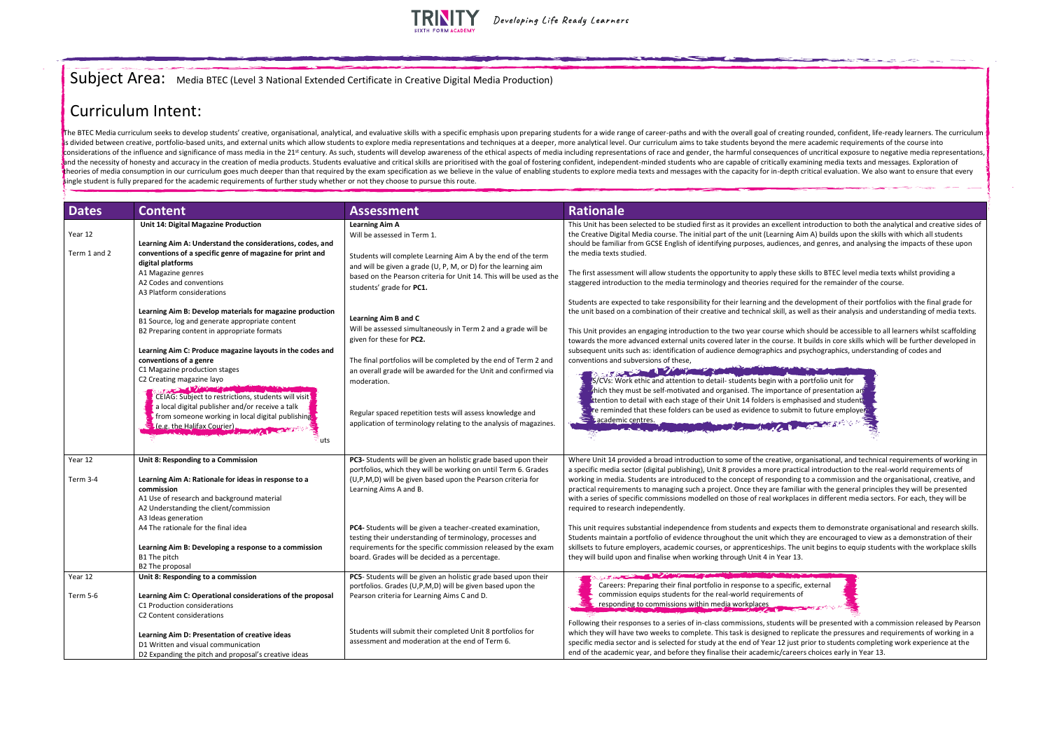# Subject Area: Media BTEC (Level 3 National Extended Certificate in Creative Digital Media Production)

## Curriculum Intent:

The BTEC Media curriculum seeks to develop students' creative, organisational, analytical, and evaluative skills with a specific emphasis upon preparing students for a wide range of career-paths and with the overall goal of creating rounded, confident, life-ready learners. The curriculum is divided between creative, portfolio-based units, and external units which allow students to explore media representations and techniques at a deeper, more analytical level. Our curriculum aims to take students beyond the mere academic requirements of the course into considerations of the influence and significance of mass media in the 21st century. As such, students will develop awareness of the ethical aspects of media including representations of race and gender, the harmful consequences of uncritical exposure to negative media representations, and the necessity of honesty and accuracy in the creation of media products. Students evaluative and critical skills are prioritised with the goal of fostering confident, independent-minded students who are capable of critically examining media texts and messages. Exploration of theories of media consumption in our curriculum goes much deeper than that required by the exam specification as we believe in the value of enabling students to explore media texts and messages with the capacity for in-depth critical evaluation. We also want to ensure that every single student is fully prepared for the academic requirements of further study whether or not they choose to pursue this route.

| Dates | Content | Assessment | Rationale |
|---|---|---|---|
| Year 12<br><br>Term 1 and 2 | **Unit 14: Digital Magazine Production**<br><br>**Learning Aim A: Understand the considerations, codes, and conventions of a specific genre of magazine for print and digital platforms**<br>A1 Magazine genres<br>A2 Codes and conventions<br>A3 Platform considerations<br><br>**Learning Aim B: Develop materials for magazine production**<br>B1 Source, log and generate appropriate content<br>B2 Preparing content in appropriate formats<br><br>**Learning Aim C: Produce magazine layouts in the codes and conventions of a genre**<br>C1 Magazine production stages<br>C2 Creating magazine layo...<br><br>CEIAG: Subject to restrictions, students will visit a local digital publisher and/or receive a talk from someone working in local digital publishing (e.g. the Halifax Courier)<br>...uts | **Learning Aim A**<br>Will be assessed in Term 1.<br><br>Students will complete Learning Aim A by the end of the term and will be given a grade (U, P, M, or D) for the learning aim based on the Pearson criteria for Unit 14. This will be used as the students' grade for **PC1.**<br><br>**Learning Aim B and C**<br>Will be assessed simultaneously in Term 2 and a grade will be given for these for **PC2.**<br><br>The final portfolios will be completed by the end of Term 2 and an overall grade will be awarded for the Unit and confirmed via moderation.<br><br>Regular spaced repetition tests will assess knowledge and application of terminology relating to the analysis of magazines. | This Unit has been selected to be studied first as it provides an excellent introduction to both the analytical and creative sides of the Creative Digital Media course. The initial part of the unit (Learning Aim A) builds upon the skills with which all students should be familiar from GCSE English of identifying purposes, audiences, and genres, and analysing the impacts of these upon the media texts studied.<br><br>The first assessment will allow students the opportunity to apply these skills to BTEC level media texts whilst providing a staggered introduction to the media terminology and theories required for the remainder of the course.<br><br>Students are expected to take responsibility for their learning and the development of their portfolios with the final grade for the unit based on a combination of their creative and technical skill, as well as their analysis and understanding of media texts.<br><br>This Unit provides an engaging introduction to the two year course which should be accessible to all learners whilst scaffolding towards the more advanced external units covered later in the course. It builds in core skills which will be further developed in subsequent units such as: identification of audience demographics and psychographics, understanding of codes and conventions and subversions of these,<br><br>...s/CVs: Work ethic and attention to detail- students begin with a portfolio unit for ...hich they must be self-motivated and organised. The importance of presentation an... ...ttention to detail with each stage of their Unit 14 folders is emphasised and student... ...re reminded that these folders can be used as evidence to submit to future employer... ...academic centres. |
| Year 12<br><br>Term 3-4 | **Unit 8: Responding to a Commission**<br><br>**Learning Aim A: Rationale for ideas in response to a commission**<br>A1 Use of research and background material<br>A2 Understanding the client/commission<br>A3 Ideas generation<br>A4 The rationale for the final idea<br><br>**Learning Aim B: Developing a response to a commission**<br>B1 The pitch<br>B2 The proposal | **PC3-** Students will be given an holistic grade based upon their portfolios, which they will be working on until Term 6. Grades (U,P,M,D) will be given based upon the Pearson criteria for Learning Aims A and B.<br><br>**PC4-** Students will be given a teacher-created examination, testing their understanding of terminology, processes and requirements for the specific commission released by the exam board. Grades will be decided as a percentage. | Where Unit 14 provided a broad introduction to some of the creative, organisational, and technical requirements of working in a specific media sector (digital publishing), Unit 8 provides a more practical introduction to the real-world requirements of working in media. Students are introduced to the concept of responding to a commission and the organisational, creative, and practical requirements to managing such a project. Once they are familiar with the general principles they will be presented with a series of specific commissions modelled on those of real workplaces in different media sectors. For each, they will be required to research independently.<br><br>This unit requires substantial independence from students and expects them to demonstrate organisational and research skills. Students maintain a portfolio of evidence throughout the unit which they are encouraged to view as a demonstration of their skillsets to future employers, academic courses, or apprenticeships. The unit begins to equip students with the workplace skills they will build upon and finalise when working through Unit 4 in Year 13. |
| Year 12<br><br>Term 5-6 | **Unit 8: Responding to a commission**<br><br>**Learning Aim C: Operational considerations of the proposal**<br>C1 Production considerations<br>C2 Content considerations<br><br>**Learning Aim D: Presentation of creative ideas**<br>D1 Written and visual communication<br>D2 Expanding the pitch and proposal's creative ideas | **PC5-** Students will be given an holistic grade based upon their portfolios. Grades (U,P,M,D) will be given based upon the Pearson criteria for Learning Aims C and D.<br><br>Students will submit their completed Unit 8 portfolios for assessment and moderation at the end of Term 6. | Careers: Preparing their final portfolio in response to a specific, external commission equips students for the real-world requirements of responding to commissions within media workplaces<br><br>Following their responses to a series of in-class commissions, students will be presented with a commission released by Pearson which they will have two weeks to complete. This task is designed to replicate the pressures and requirements of working in a specific media sector and is selected for study at the end of Year 12 just prior to students completing work experience at the end of the academic year, and before they finalise their academic/careers choices early in Year 13. |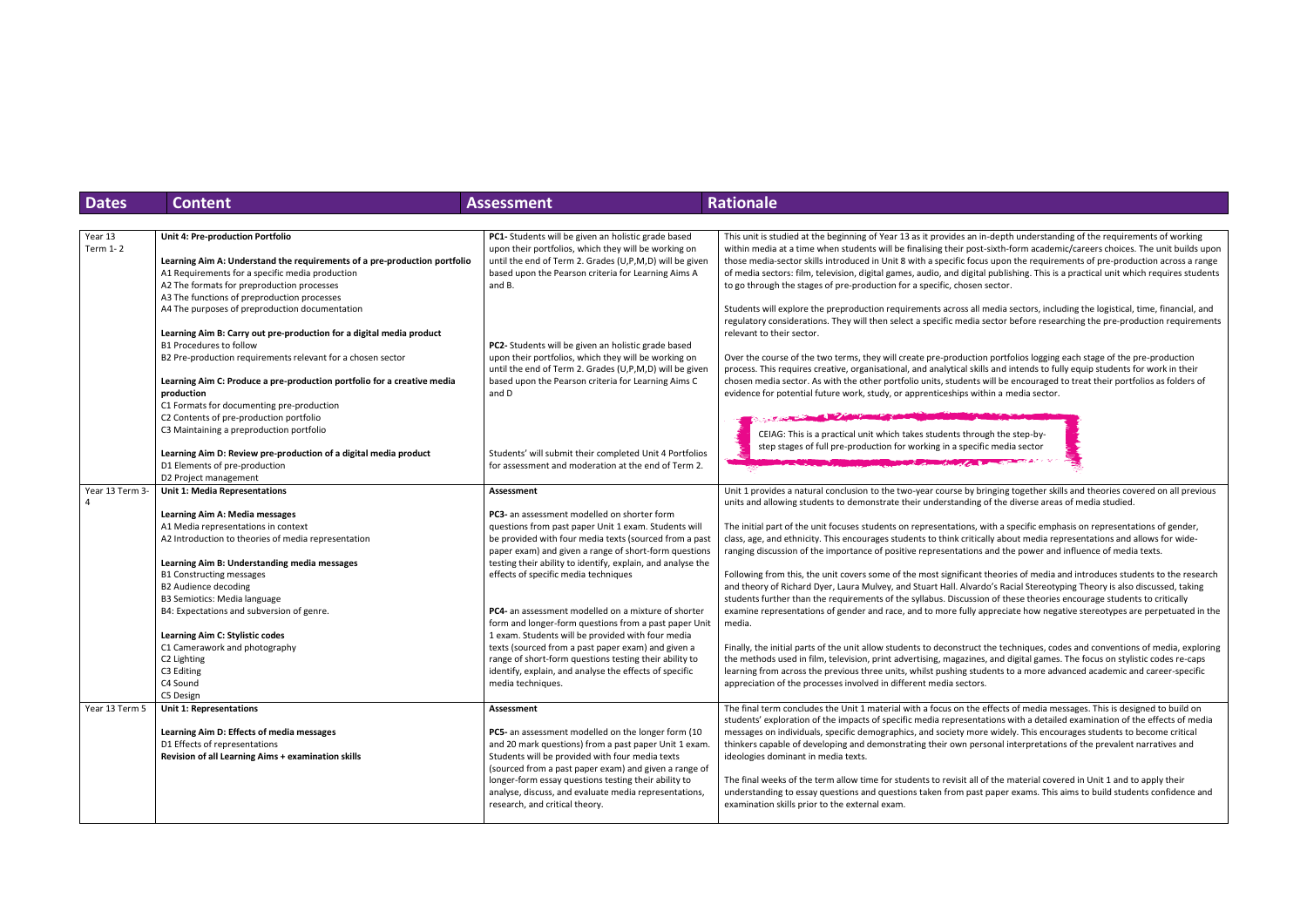| Dates | Content | Assessment | Rationale |
| --- | --- | --- | --- |
| Year 13 Term 1- 2 | **Unit 4: Pre-production Portfolio**<br><br>**Learning Aim A: Understand the requirements of a pre-production portfolio**<br>A1 Requirements for a specific media production<br>A2 The formats for preproduction processes<br>A3 The functions of preproduction processes<br>A4 The purposes of preproduction documentation<br><br>**Learning Aim B: Carry out pre-production for a digital media product**<br>B1 Procedures to follow<br>B2 Pre-production requirements relevant for a chosen sector<br><br>**Learning Aim C: Produce a pre-production portfolio for a creative media production**<br>C1 Formats for documenting pre-production<br>C2 Contents of pre-production portfolio<br>C3 Maintaining a preproduction portfolio<br><br>**Learning Aim D: Review pre-production of a digital media product**<br>D1 Elements of pre-production<br>D2 Project management | **PC1**- Students will be given an holistic grade based upon their portfolios, which they will be working on until the end of Term 2. Grades (U,P,M,D) will be given based upon the Pearson criteria for Learning Aims A and B.<br><br>**PC2**- Students will be given an holistic grade based upon their portfolios, which they will be working on until the end of Term 2. Grades (U,P,M,D) will be given based upon the Pearson criteria for Learning Aims C and D<br><br>Students' will submit their completed Unit 4 Portfolios for assessment and moderation at the end of Term 2. | This unit is studied at the beginning of Year 13 as it provides an in-depth understanding of the requirements of working within media at a time when students will be finalising their post-sixth-form academic/careers choices. The unit builds upon those media-sector skills introduced in Unit 8 with a specific focus upon the requirements of pre-production across a range of media sectors: film, television, digital games, audio, and digital publishing. This is a practical unit which requires students to go through the stages of pre-production for a specific, chosen sector.<br><br>Students will explore the preproduction requirements across all media sectors, including the logistical, time, financial, and regulatory considerations. They will then select a specific media sector before researching the pre-production requirements relevant to their sector.<br><br>Over the course of the two terms, they will create pre-production portfolios logging each stage of the pre-production process. This requires creative, organisational, and analytical skills and intends to fully equip students for work in their chosen media sector. As with the other portfolio units, students will be encouraged to treat their portfolios as folders of evidence for potential future work, study, or apprenticeships within a media sector.<br><br>CEIAG: This is a practical unit which takes students through the step-by-step stages of full pre-production for working in a specific media sector |
| Year 13 Term 3-4 | **Unit 1: Media Representations**<br><br>**Learning Aim A: Media messages**<br>A1 Media representations in context<br>A2 Introduction to theories of media representation<br><br>**Learning Aim B: Understanding media messages**<br>B1 Constructing messages<br>B2 Audience decoding<br>B3 Semiotics: Media language<br>B4: Expectations and subversion of genre.<br><br>**Learning Aim C: Stylistic codes**<br>C1 Camerawork and photography<br>C2 Lighting<br>C3 Editing<br>C4 Sound<br>C5 Design | **Assessment**<br><br>**PC3**- an assessment modelled on shorter form questions from past paper Unit 1 exam. Students will be provided with four media texts (sourced from a past paper exam) and given a range of short-form questions testing their ability to identify, explain, and analyse the effects of specific media techniques<br><br>**PC4**- an assessment modelled on a mixture of shorter form and longer-form questions from a past paper Unit 1 exam. Students will be provided with four media texts (sourced from a past paper exam) and given a range of short-form questions testing their ability to identify, explain, and analyse the effects of specific media techniques. | Unit 1 provides a natural conclusion to the two-year course by bringing together skills and theories covered on all previous units and allowing students to demonstrate their understanding of the diverse areas of media studied.<br><br>The initial part of the unit focuses students on representations, with a specific emphasis on representations of gender, class, age, and ethnicity. This encourages students to think critically about media representations and allows for wide-ranging discussion of the importance of positive representations and the power and influence of media texts.<br><br>Following from this, the unit covers some of the most significant theories of media and introduces students to the research and theory of Richard Dyer, Laura Mulvey, and Stuart Hall. Alvardo's Racial Stereotyping Theory is also discussed, taking students further than the requirements of the syllabus. Discussion of these theories encourage students to critically examine representations of gender and race, and to more fully appreciate how negative stereotypes are perpetuated in the media.<br><br>Finally, the initial parts of the unit allow students to deconstruct the techniques, codes and conventions of media, exploring the methods used in film, television, print advertising, magazines, and digital games. The focus on stylistic codes re-caps learning from across the previous three units, whilst pushing students to a more advanced academic and career-specific appreciation of the processes involved in different media sectors. |
| Year 13 Term 5 | **Unit 1: Representations**<br><br>**Learning Aim D: Effects of media messages**<br>D1 Effects of representations<br>**Revision of all Learning Aims + examination skills** | **Assessment**<br><br>**PC5**- an assessment modelled on the longer form (10 and 20 mark questions) from a past paper Unit 1 exam. Students will be provided with four media texts (sourced from a past paper exam) and given a range of longer-form essay questions testing their ability to analyse, discuss, and evaluate media representations, research, and critical theory. | The final term concludes the Unit 1 material with a focus on the effects of media messages. This is designed to build on students' exploration of the impacts of specific media representations with a detailed examination of the effects of media messages on individuals, specific demographics, and society more widely. This encourages students to become critical thinkers capable of developing and demonstrating their own personal interpretations of the prevalent narratives and ideologies dominant in media texts.<br><br>The final weeks of the term allow time for students to revisit all of the material covered in Unit 1 and to apply their understanding to essay questions and questions taken from past paper exams. This aims to build students confidence and examination skills prior to the external exam. |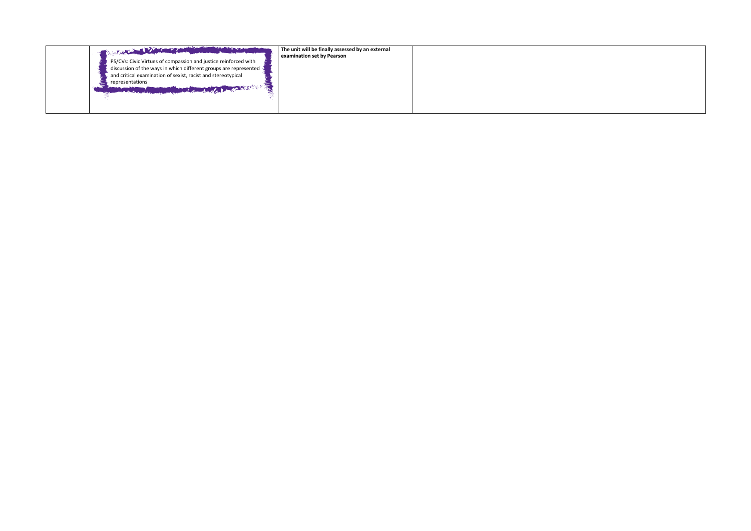| | | | |
|---|---|---|---|
| | PS/CVs: Civic Virtues of compassion and justice reinforced with discussion of the ways in which different groups are represented and critical examination of sexist, racist and stereotypical representations | **The unit will be finally assessed by an external examination set by Pearson** | |